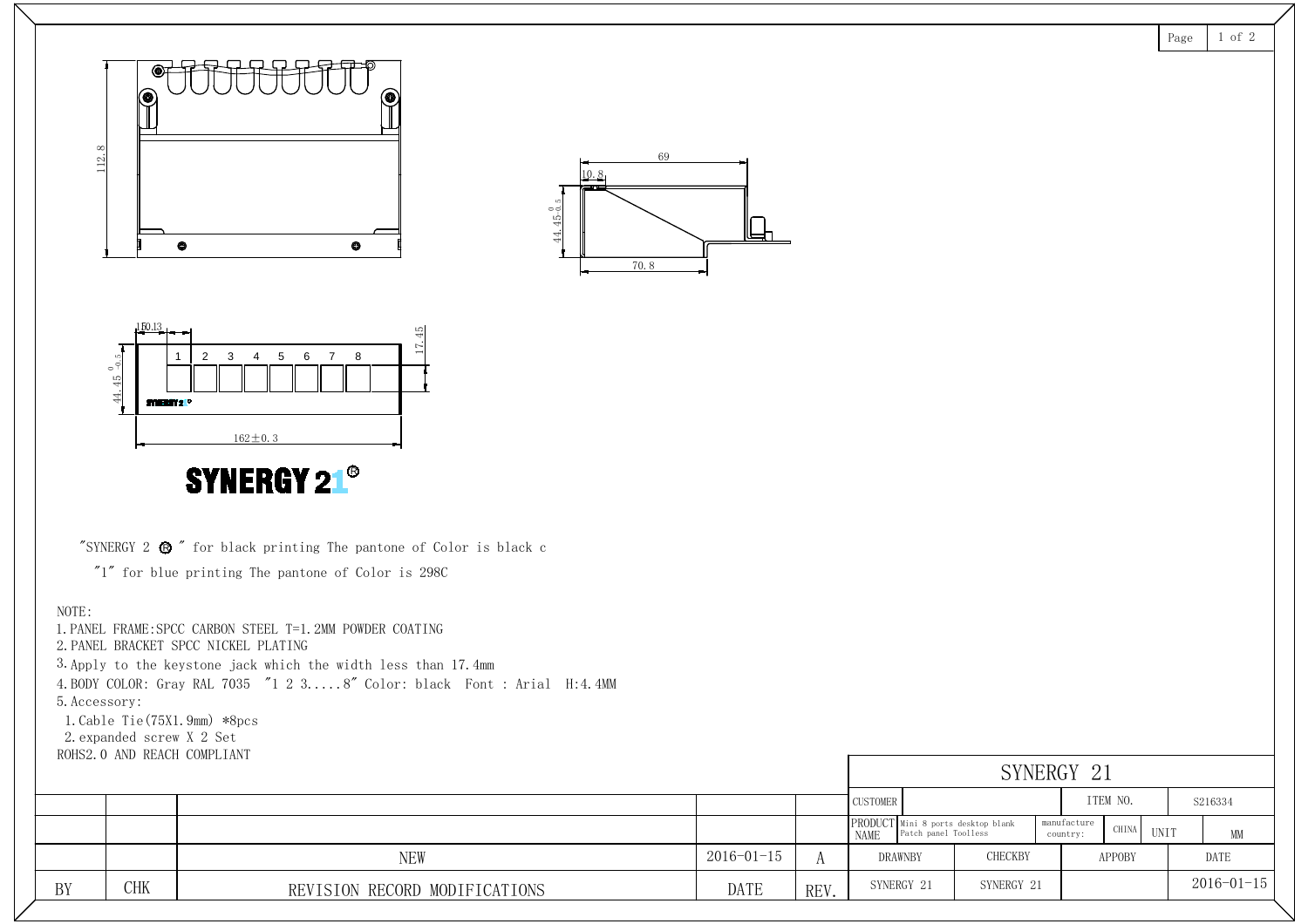112.8

69

10.8

$44.45^{0}_{-0.5}$

70.8

15.13

17.45

1 2 3 4 5 6 7 8

$44.45^{0}_{-0.5}$

162±0.3

SYNERGY 21®

"SYNERGY 2 ® " for black printing The pantone of Color is black c

"1" for blue printing The pantone of Color is 298C

NOTE:

1. PANEL FRAME:SPCC CARBON STEEL T=1.2MM POWDER COATING
2. PANEL BRACKET SPCC NICKEL PLATING
3. Apply to the keystone jack which the width less than 17.4mm
4. BODY COLOR: Gray RAL 7035 "1 2 3.....8" Color: black Font : Arial H:4.4MM
5. Accessory:
   1. Cable Tie(75X1.9mm) *8pcs
   2. expanded screw X 2 Set

ROHS2.0 AND REACH COMPLIANT

| | | | | |
|---|---|---|---|---|
| | | | | |
| | | | | |
| | | NEW | 2016-01-15 | A |
| BY | CHK | REVISION RECORD MODIFICATIONS | DATE | REV. |

| SYNERGY 21 | | | | | | |
|---|---|---|---|---|---|---|
| CUSTOMER | | | ITEM NO. | | S216334 | |
| PRODUCT NAME | Mini 8 ports desktop blank Patch panel Toolless | manufacture country: | CHINA | UNIT | MM | |
| DRAWNBY | | CHECKBY | APPOBY | | DATE | |
| SYNERGY 21 | | SYNERGY 21 | | | 2016-01-15 | |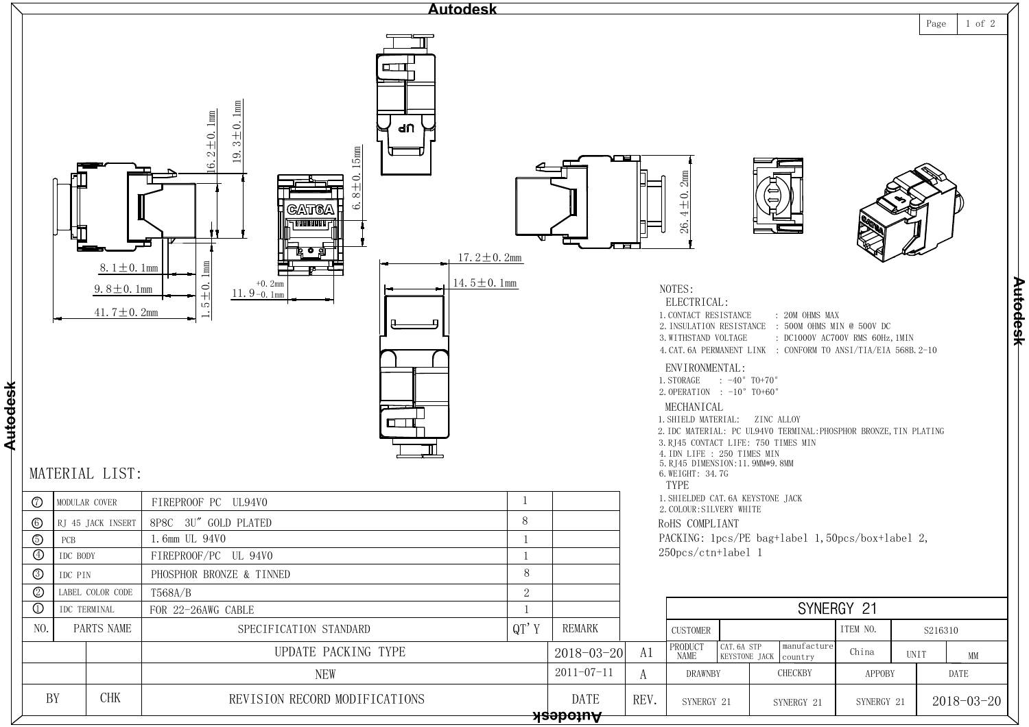Dimensions (mm): 16.2±0.1mm, 19.3±0.1mm, 6.8±0.15mm, 8.1±0.1mm, 9.8±0.1mm, 41.7±0.2mm, 1.5±0.1mm, $11.9^{+0.2mm}_{-0.1mm}$, 17.2±0.2mm, 14.5±0.1mm, 26.4±0.2mm

CAT6A

UP

NOTES:

ELECTRICAL:

1. CONTACT RESISTANCE : 20M OHMS MAX
2. INSULATION RESISTANCE : 500M OHMS MIN @ 500V DC
3. WITHSTAND VOLTAGE : DC1000V AC700V RMS 60Hz,1MIN
4. CAT.6A PERMANENT LINK : CONFORM TO ANSI/TIA/EIA 568B.2-10

ENVIRONMENTAL:

1. STORAGE : -40° TO+70°
2. OPERATION : -10° TO+60°

MECHANICAL

1. SHIELD MATERIAL: ZINC ALLOY
2. IDC MATERIAL: PC UL94V0 TERMINAL:PHOSPHOR BRONZE,TIN PLATING
3. RJ45 CONTACT LIFE: 750 TIMES MIN
4. IDN LIFE : 250 TIMES MIN
5. RJ45 DIMENSION:11.9MM*9.8MM
6. WEIGHT: 34.7G

TYPE

1. SHIELDED CAT.6A KEYSTONE JACK
2. COLOUR:SILVERY WHITE

RoHS COMPLIANT

PACKING: 1pcs/PE bag+label 1,50pcs/box+label 2, 250pcs/ctn+label 1

MATERIAL LIST:

| NO. | PARTS NAME | SPECIFICATION STANDARD | QT'Y | REMARK |
|---|---|---|---|---|
| ⑦ | MODULAR COVER | FIREPROOF PC UL94V0 | 1 | |
| ⑥ | RJ 45 JACK INSERT | 8P8C 3U" GOLD PLATED | 8 | |
| ⑤ | PCB | 1.6mm UL 94V0 | 1 | |
| ④ | IDC BODY | FIREPROOF/PC UL 94V0 | 1 | |
| ③ | IDC PIN | PHOSPHOR BRONZE & TINNED | 8 | |
| ② | LABEL COLOR CODE | T568A/B | 2 | |
| ① | IDC TERMINAL | FOR 22-26AWG CABLE | 1 | |

| BY | CHK | REVISION RECORD MODIFICATIONS | DATE | REV. |
|---|---|---|---|---|
| | | UPDATE PACKING TYPE | 2018-03-20 | A1 |
| | | NEW | 2011-07-11 | A |

| SYNERGY 21 | | | | | |
|---|---|---|---|---|---|
| CUSTOMER | | | ITEM NO. | S216310 | |
| PRODUCT NAME | CAT.6A STP KEYSTONE JACK | manufacture country | China | UNIT | MM |
| DRAWNBY | | CHECKBY | APPOBY | | DATE |
| SYNERGY 21 | | SYNERGY 21 | SYNERGY 21 | | 2018-03-20 |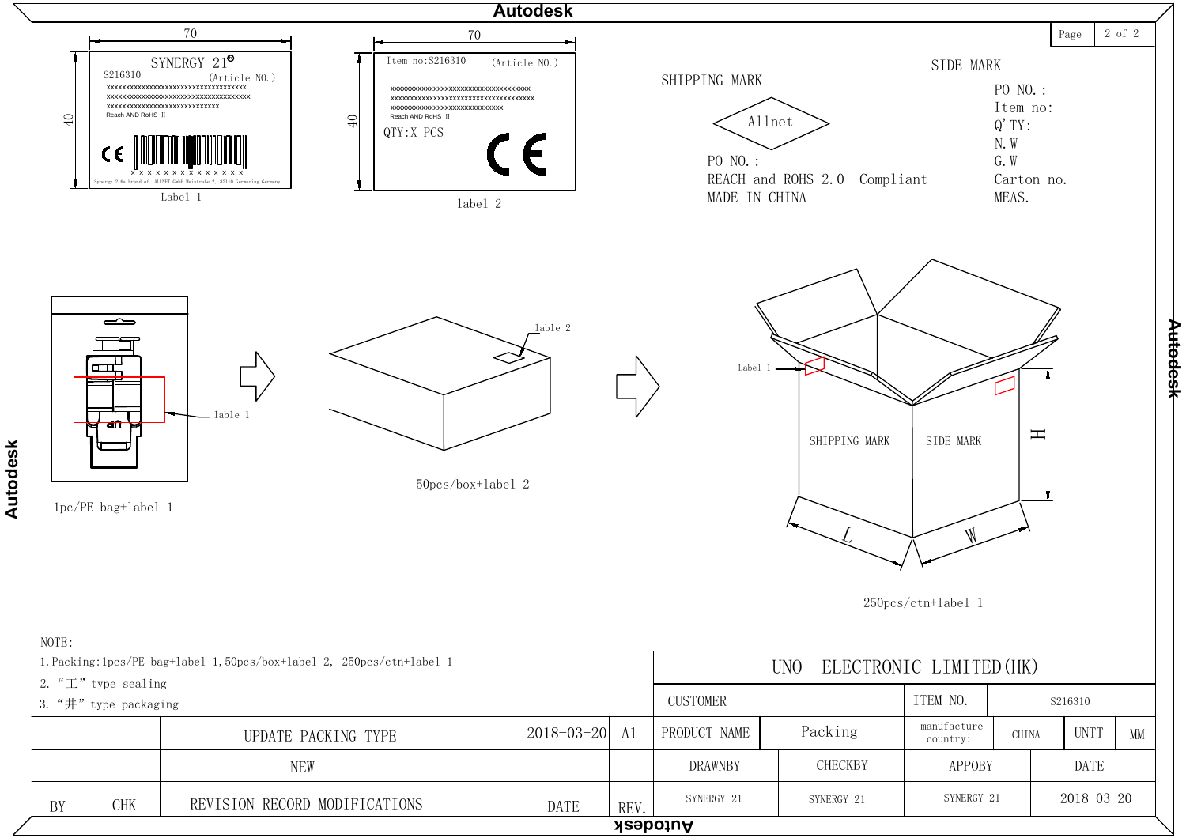Label 1 (70 × 40)

SYNERGY 21®
S216310 (Article NO.)
xxxxxxxxxxxxxxxxxxxxxxxxxxxxxxxxxxxxxxx
xxxxxxxxxxxxxxxxxxxxxxxxxxxxxxxxxxxxxxx
xxxxxxxxxxxxxxxxxxxxxxxxxxxxxx
Reach AND RoHS Ⅱ
X X X X X X X X X X X X X
Synergy 21®a brand of ALLNET GmbH Maistraße 2, 82110 Germering Germany

label 2 (70 × 40)

Item no:S216310 (Article NO.)
xxxxxxxxxxxxxxxxxxxxxxxxxxxxxxxxxxxxxxx
xxxxxxxxxxxxxxxxxxxxxxxxxxxxxxxxxxxxxxx
xxxxxxxxxxxxxxxxxxxxxxxxxxxxxx
Reach AND RoHS Ⅱ
QTY:X PCS

SHIPPING MARK

Allnet
PO NO.:
REACH and ROHS 2.0 Compliant
MADE IN CHINA

SIDE MARK

PO NO.:
Item no:
Q'TY:
N.W
G.W
Carton no.
MEAS.

lable 1

1pc/PE bag+label 1

lable 2

50pcs/box+label 2

Label 1

SHIPPING MARK | SIDE MARK | L | W | H

250pcs/ctn+label 1

NOTE:
1. Packing:1pcs/PE bag+label 1,50pcs/box+label 2, 250pcs/ctn+label 1
2. "工" type sealing
3. "井" type packaging

| | | UPDATE PACKING TYPE | 2018-03-20 | A1 |
|---|---|---|---|---|
| | | NEW | | |
| BY | CHK | REVISION RECORD MODIFICATIONS | DATE | REV. |

| UNO ELECTRONIC LIMITED(HK) | | | | | | |
|---|---|---|---|---|---|---|
| CUSTOMER | | ITEM NO. | S216310 | | | |
| PRODUCT NAME | Packing | manufacture country: | CHINA | UNTT | MM | |
| DRAWNBY | CHECKBY | APPOBY | DATE | | | |
| SYNERGY 21 | SYNERGY 21 | SYNERGY 21 | 2018-03-20 | | | |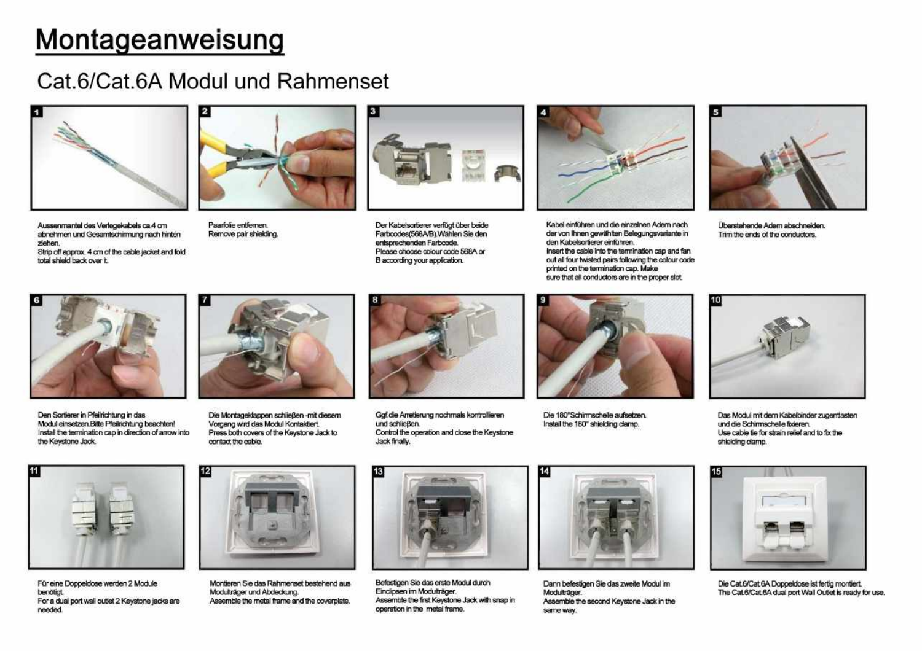# Montageanweisung

## Cat.6/Cat.6A Modul und Rahmenset

**1**

Aussenmantel des Verlegekabels ca.4 cm abnehmen und Gesamtschirmung nach hinten ziehen.
Strip off approx. 4 cm of the cable jacket and fold total shield back over it.

**2**

Paarfolie entfernen.
Remove pair shielding.

**3**

Der Kabelsortierer verfügt über beide Farbcodes(568A/B).Wählen Sie den entsprechenden Farbcode.
Please choose colour code 568A or B according your application.

**4**

Kabel einführen und die einzelnen Adern nach der von Ihnen gewählten Belegungsvariante in den Kabelsortierer einführen.
Insert the cable into the termination cap and fan out all four twisted pairs following the colour code printed on the termination cap. Make sure that all conductors are in the proper slot.

**5**

Überstehende Adern abschneiden.
Trim the ends of the conductors.

**6**

Den Sortierer in Pfeilrichtung in das Modul einsetzen.Bitte Pfeilrichtung beachten!
Install the termination cap in direction of arrow into the Keystone Jack.

**7**

Die Montageklappen schließen -mit diesem Vorgang wird das Modul Kontaktiert.
Press both covers of the Keystone Jack to contact the cable.

**8**

Ggf.die Arretierung nochmals kontrollieren und schließen.
Control the operation and close the Keystone Jack finally.

**9**

Die 180°Schirmschelle aufsetzen.
Install the 180° shielding clamp.

**10**

Das Modul mit dem Kabelbinder zugentlasten und die Schirmschelle fixieren.
Use cable tie for strain relief and to fix the shielding clamp.

**11**

Für eine Doppeldose werden 2 Module benötigt.
For a dual port wall outlet 2 Keystone jacks are needed.

**12**

Montieren Sie das Rahmenset bestehend aus Modulträger und Abdeckung.
Assemble the metal frame and the coverplate.

**13**

Befestigen Sie das erste Modul durch Einclipsen im Modulträger.
Assemble the first Keystone Jack with snap in operation in the metal frame.

**14**

Dann befestigen Sie das zweite Modul im Modulträger.
Assemble the second Keystone Jack in the same way.

**15**

Die Cat.6/Cat.6A Doppeldose ist fertig montiert.
The Cat.6/Cat.6A dual port Wall Outlet is ready for use.